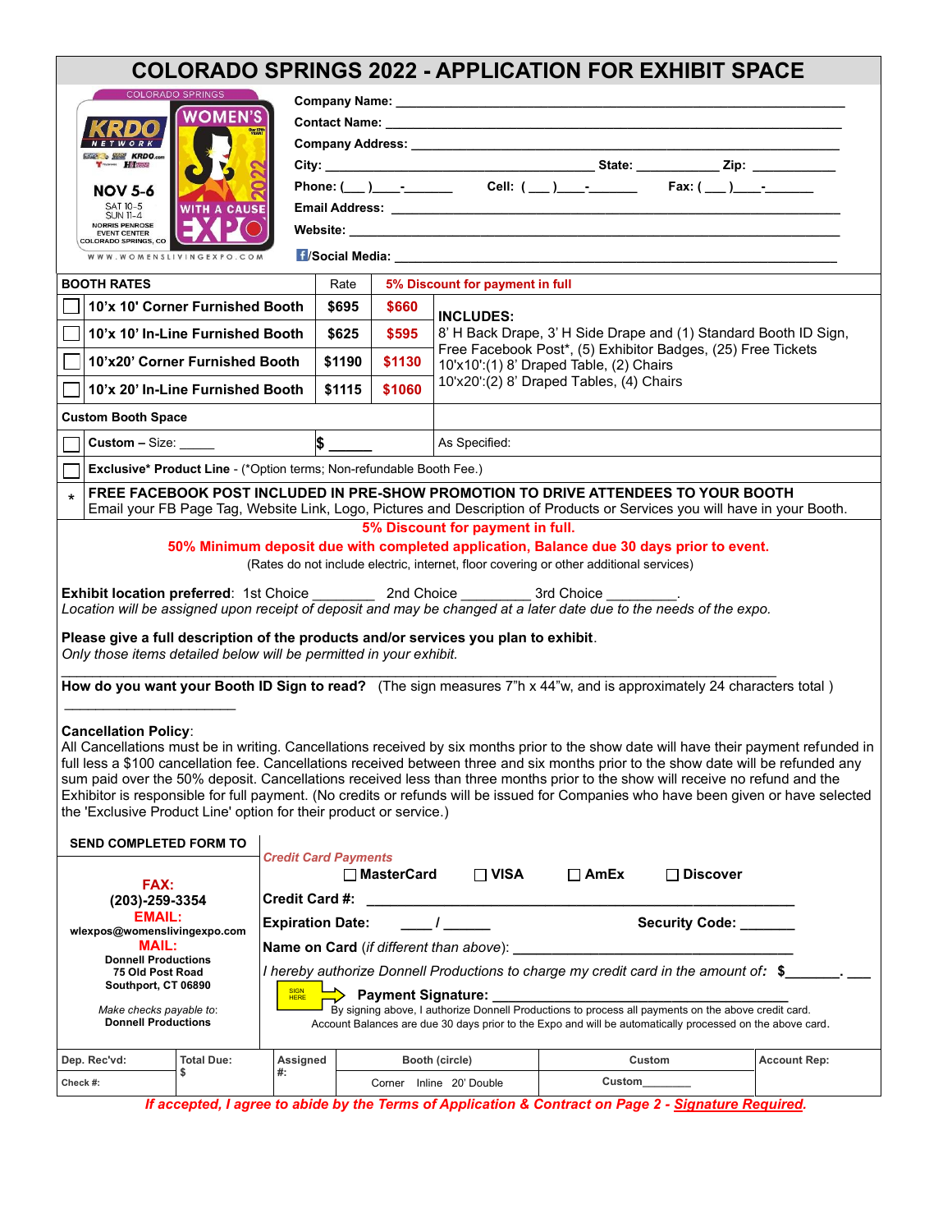# COLORADO SPRINGS 2022 - APPLICATION FOR EXHIBIT SPACE

COLORADO SPRINGS WOMEN'S EXPO WITH A CAUSE 2022
KRDO NETWORK

**NOV 5-6**
SAT 10-5
SUN 11-4
NORRIS PENROSE EVENT CENTER
COLORADO SPRINGS, CO
WWW.WOMENSLIVINGEXPO.COM

**Company Name:** ______________________________
**Contact Name:** ______________________________
**Company Address:** ______________________________
**City:** ____________ **State:** ________ **Zip:** ________
**Phone:** (___)____-_______ **Cell:** (___)____-_______ **Fax:** (___)____-_______
**Email Address:** ______________________________
**Website:** ______________________________
**/Social Media:** ______________________________

| BOOTH RATES | Rate | 5% Discount for payment in full | |
|---|---|---|---|
| ☐ **10'x 10' Corner Furnished Booth** | **$695** | **$660** | **INCLUDES:** 8' H Back Drape, 3' H Side Drape and (1) Standard Booth ID Sign, Free Facebook Post*, (5) Exhibitor Badges, (25) Free Tickets 10'x10':(1) 8' Draped Table, (2) Chairs 10'x20':(2) 8' Draped Tables, (4) Chairs |
| ☐ **10'x 10' In-Line Furnished Booth** | **$625** | **$595** | |
| ☐ **10'x20' Corner Furnished Booth** | **$1190** | **$1130** | |
| ☐ **10'x 20' In-Line Furnished Booth** | **$1115** | **$1060** | |
| **Custom Booth Space** | | | |
| ☐ **Custom** – Size: _____ | **$** _____ | | As Specified: |
| ☐ **Exclusive* Product Line** - (*Option terms; Non-refundable Booth Fee.) | | | |

\* **FREE FACEBOOK POST INCLUDED IN PRE-SHOW PROMOTION TO DRIVE ATTENDEES TO YOUR BOOTH**
Email your FB Page Tag, Website Link, Logo, Pictures and Description of Products or Services you will have in your Booth.

**5% Discount for payment in full.**

**50% Minimum deposit due with completed application, Balance due 30 days prior to event.**

(Rates do not include electric, internet, floor covering or other additional services)

**Exhibit location preferred**: 1st Choice ________ 2nd Choice _________ 3rd Choice _________.
*Location will be assigned upon receipt of deposit and may be changed at a later date due to the needs of the expo.*

**Please give a full description of the products and/or services you plan to exhibit**.
*Only those items detailed below will be permitted in your exhibit.*

______________________________________________________________________

**How do you want your Booth ID Sign to read?** (The sign measures 7"h x 44"w, and is approximately 24 characters total )

______________________

**Cancellation Policy**:
All Cancellations must be in writing. Cancellations received by six months prior to the show date will have their payment refunded in full less a $100 cancellation fee. Cancellations received between three and six months prior to the show date will be refunded any sum paid over the 50% deposit. Cancellations received less than three months prior to the show will receive no refund and the Exhibitor is responsible for full payment. (No credits or refunds will be issued for Companies who have been given or have selected the 'Exclusive Product Line' option for their product or service.)

**SEND COMPLETED FORM TO**

**FAX:**
**(203)-259-3354**
**EMAIL:**
**wlexpos@womenslivingexpo.com**
**MAIL:**
**Donnell Productions**
**75 Old Post Road**
**Southport, CT 06890**

*Make checks payable to:*
**Donnell Productions**

*Credit Card Payments*
☐ **MasterCard** ☐ **VISA** ☐ **AmEx** ☐ **Discover**

**Credit Card #:** ______________________________
**Expiration Date:** ____ / ______ **Security Code:** _______
**Name on Card** (*if different than above*): ______________________________
*I hereby authorize Donnell Productions to charge my credit card in the amount of:* **$**_______. ___

SIGN HERE **Payment Signature:** ______________________________
By signing above, I authorize Donnell Productions to process all payments on the above credit card.
Account Balances are due 30 days prior to the Expo and will be automatically processed on the above card.

| Dep. Rec'vd: | Total Due: | Assigned | Booth (circle) | Custom | Account Rep: |
|---|---|---|---|---|---|
| Check #: | $ | #: | Corner Inline 20' Double | Custom________ | |

***If accepted, I agree to abide by the Terms of Application & Contract on Page 2 - Signature Required.***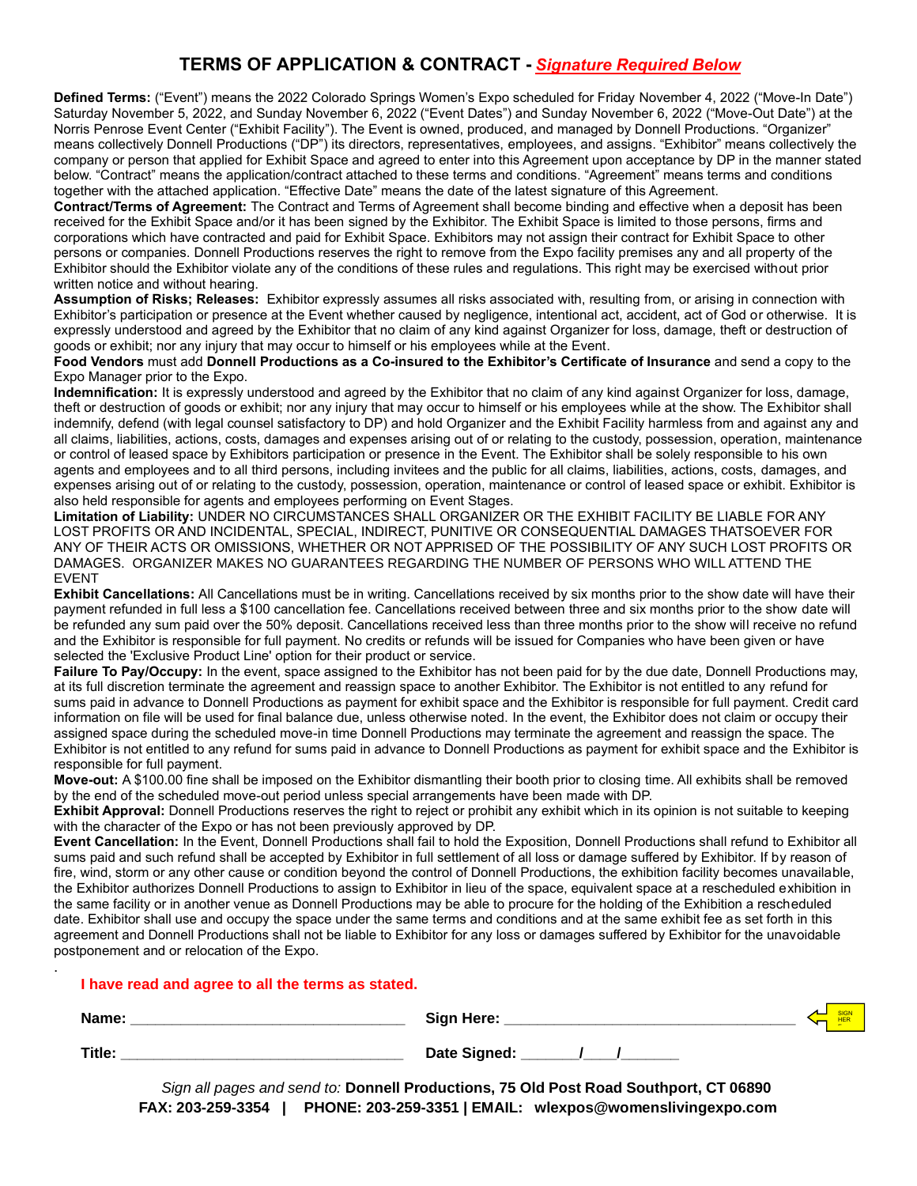## TERMS OF APPLICATION & CONTRACT - *Signature Required Below*

**Defined Terms:** ("Event") means the 2022 Colorado Springs Women's Expo scheduled for Friday November 4, 2022 ("Move-In Date") Saturday November 5, 2022, and Sunday November 6, 2022 ("Event Dates") and Sunday November 6, 2022 ("Move-Out Date") at the Norris Penrose Event Center ("Exhibit Facility"). The Event is owned, produced, and managed by Donnell Productions. "Organizer" means collectively Donnell Productions ("DP") its directors, representatives, employees, and assigns. "Exhibitor" means collectively the company or person that applied for Exhibit Space and agreed to enter into this Agreement upon acceptance by DP in the manner stated below. "Contract" means the application/contract attached to these terms and conditions. "Agreement" means terms and conditions together with the attached application. "Effective Date" means the date of the latest signature of this Agreement.

**Contract/Terms of Agreement:** The Contract and Terms of Agreement shall become binding and effective when a deposit has been received for the Exhibit Space and/or it has been signed by the Exhibitor. The Exhibit Space is limited to those persons, firms and corporations which have contracted and paid for Exhibit Space. Exhibitors may not assign their contract for Exhibit Space to other persons or companies. Donnell Productions reserves the right to remove from the Expo facility premises any and all property of the Exhibitor should the Exhibitor violate any of the conditions of these rules and regulations. This right may be exercised without prior written notice and without hearing.

**Assumption of Risks; Releases:** Exhibitor expressly assumes all risks associated with, resulting from, or arising in connection with Exhibitor's participation or presence at the Event whether caused by negligence, intentional act, accident, act of God or otherwise. It is expressly understood and agreed by the Exhibitor that no claim of any kind against Organizer for loss, damage, theft or destruction of goods or exhibit; nor any injury that may occur to himself or his employees while at the Event.

**Food Vendors** must add **Donnell Productions as a Co-insured to the Exhibitor's Certificate of Insurance** and send a copy to the Expo Manager prior to the Expo.

**Indemnification:** It is expressly understood and agreed by the Exhibitor that no claim of any kind against Organizer for loss, damage, theft or destruction of goods or exhibit; nor any injury that may occur to himself or his employees while at the show. The Exhibitor shall indemnify, defend (with legal counsel satisfactory to DP) and hold Organizer and the Exhibit Facility harmless from and against any and all claims, liabilities, actions, costs, damages and expenses arising out of or relating to the custody, possession, operation, maintenance or control of leased space by Exhibitors participation or presence in the Event. The Exhibitor shall be solely responsible to his own agents and employees and to all third persons, including invitees and the public for all claims, liabilities, actions, costs, damages, and expenses arising out of or relating to the custody, possession, operation, maintenance or control of leased space or exhibit. Exhibitor is also held responsible for agents and employees performing on Event Stages.

**Limitation of Liability:** UNDER NO CIRCUMSTANCES SHALL ORGANIZER OR THE EXHIBIT FACILITY BE LIABLE FOR ANY LOST PROFITS OR AND INCIDENTAL, SPECIAL, INDIRECT, PUNITIVE OR CONSEQUENTIAL DAMAGES THATSOEVER FOR ANY OF THEIR ACTS OR OMISSIONS, WHETHER OR NOT APPRISED OF THE POSSIBILITY OF ANY SUCH LOST PROFITS OR DAMAGES. ORGANIZER MAKES NO GUARANTEES REGARDING THE NUMBER OF PERSONS WHO WILL ATTEND THE EVENT

**Exhibit Cancellations:** All Cancellations must be in writing. Cancellations received by six months prior to the show date will have their payment refunded in full less a $100 cancellation fee. Cancellations received between three and six months prior to the show date will be refunded any sum paid over the 50% deposit. Cancellations received less than three months prior to the show will receive no refund and the Exhibitor is responsible for full payment. No credits or refunds will be issued for Companies who have been given or have selected the 'Exclusive Product Line' option for their product or service.

**Failure To Pay/Occupy:** In the event, space assigned to the Exhibitor has not been paid for by the due date, Donnell Productions may, at its full discretion terminate the agreement and reassign space to another Exhibitor. The Exhibitor is not entitled to any refund for sums paid in advance to Donnell Productions as payment for exhibit space and the Exhibitor is responsible for full payment. Credit card information on file will be used for final balance due, unless otherwise noted. In the event, the Exhibitor does not claim or occupy their assigned space during the scheduled move-in time Donnell Productions may terminate the agreement and reassign the space. The Exhibitor is not entitled to any refund for sums paid in advance to Donnell Productions as payment for exhibit space and the Exhibitor is responsible for full payment.

**Move-out:** A $100.00 fine shall be imposed on the Exhibitor dismantling their booth prior to closing time. All exhibits shall be removed by the end of the scheduled move-out period unless special arrangements have been made with DP.

**Exhibit Approval:** Donnell Productions reserves the right to reject or prohibit any exhibit which in its opinion is not suitable to keeping with the character of the Expo or has not been previously approved by DP.

**Event Cancellation:** In the Event, Donnell Productions shall fail to hold the Exposition, Donnell Productions shall refund to Exhibitor all sums paid and such refund shall be accepted by Exhibitor in full settlement of all loss or damage suffered by Exhibitor. If by reason of fire, wind, storm or any other cause or condition beyond the control of Donnell Productions, the exhibition facility becomes unavailable, the Exhibitor authorizes Donnell Productions to assign to Exhibitor in lieu of the space, equivalent space at a rescheduled exhibition in the same facility or in another venue as Donnell Productions may be able to procure for the holding of the Exhibition a rescheduled date. Exhibitor shall use and occupy the space under the same terms and conditions and at the same exhibit fee as set forth in this agreement and Donnell Productions shall not be liable to Exhibitor for any loss or damages suffered by Exhibitor for the unavoidable postponement and or relocation of the Expo.

.

**I have read and agree to all the terms as stated.**

**Name:** ______________________________ **Sign Here:** ______________________________ SIGN HERE

**Title:** ______________________________ **Date Signed:** ______/____/______

*Sign all pages and send to:* **Donnell Productions, 75 Old Post Road Southport, CT 06890**
**FAX: 203-259-3354 | PHONE: 203-259-3351 | EMAIL: wlexpos@womenslivingexpo.com**